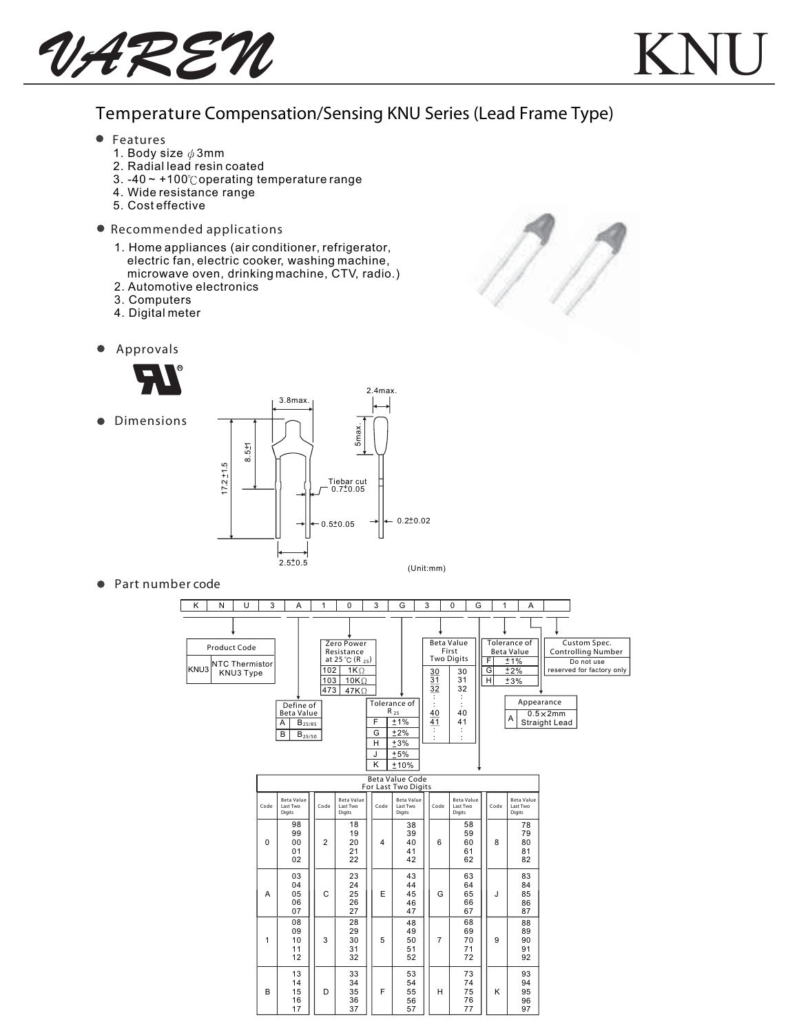VAREN

# KNU

## Temperature Compensation/Sensing KNU Series (Lead Frame Type)

- **Features**
  1. Body size φ3mm
  2. Radial lead resin coated
  3. -40 ~ +100℃ operating temperature range
  4. Wide resistance range
  5. Cost effective

- **Recommended applications**
  1. Home appliances (air conditioner, refrigerator, electric fan, electric cooker, washing machine, microwave oven, drinking machine, CTV, radio.)
  2. Automotive electronics
  3. Computers
  4. Digital meter

- **Approvals**

- **Dimensions**

3.8max., 2.4max., 5max., 8.5±1, 17.2±1.5, Tiebar cut 0.7±0.05, 0.5±0.05, 0.2±0.02, 2.5±0.5

(Unit:mm)

- **Part number code**

| K | N | U | 3 | A | 1 | 0 | 3 | G | 3 | 0 | G | 1 | A | |
|---|---|---|---|---|---|---|---|---|---|---|---|---|---|---|

**Product Code**

| | |
|---|---|
| KNU3 | NTC Thermistor KNU3 Type |

**Define of Beta Value**

| | |
|---|---|
| A | $B_{25/85}$ |
| B | $B_{25/50}$ |

**Zero Power Resistance at 25℃ ($R_{25}$)**

| | |
|---|---|
| 102 | 1KΩ |
| 103 | 10KΩ |
| 473 | 47KΩ |

**Tolerance of $R_{25}$**

| | |
|---|---|
| F | ±1% |
| G | ±2% |
| H | ±3% |
| J | ±5% |
| K | ±10% |

**Beta Value First Two Digits**

| | |
|---|---|
| 30 | 30 |
| 31 | 31 |
| 32 | 32 |
| : | : |
| 40 | 40 |
| 41 | 41 |
| : | : |

**Tolerance of Beta Value**

| | |
|---|---|
| F | ±1% |
| G | ±2% |
| H | ±3% |

**Appearance**

| | |
|---|---|
| A | 0.5×2mm Straight Lead |

**Custom Spec. Controlling Number**

Do not use reserved for factory only

**Beta Value Code For Last Two Digits**

| Code | Beta Value Last Two Digits | Code | Beta Value Last Two Digits | Code | Beta Value Last Two Digits | Code | Beta Value Last Two Digits | Code | Beta Value Last Two Digits |
|---|---|---|---|---|---|---|---|---|---|
| 0 | 98, 99, 00, 01, 02 | 2 | 18, 19, 20, 21, 22 | 4 | 38, 39, 40, 41, 42 | 6 | 58, 59, 60, 61, 62 | 8 | 78, 79, 80, 81, 82 |
| A | 03, 04, 05, 06, 07 | C | 23, 24, 25, 26, 27 | E | 43, 44, 45, 46, 47 | G | 63, 64, 65, 66, 67 | J | 83, 84, 85, 86, 87 |
| 1 | 08, 09, 10, 11, 12 | 3 | 28, 29, 30, 31, 32 | 5 | 48, 49, 50, 51, 52 | 7 | 68, 69, 70, 71, 72 | 9 | 88, 89, 90, 91, 92 |
| B | 13, 14, 15, 16, 17 | D | 33, 34, 35, 36, 37 | F | 53, 54, 55, 56, 57 | H | 73, 74, 75, 76, 77 | K | 93, 94, 95, 96, 97 |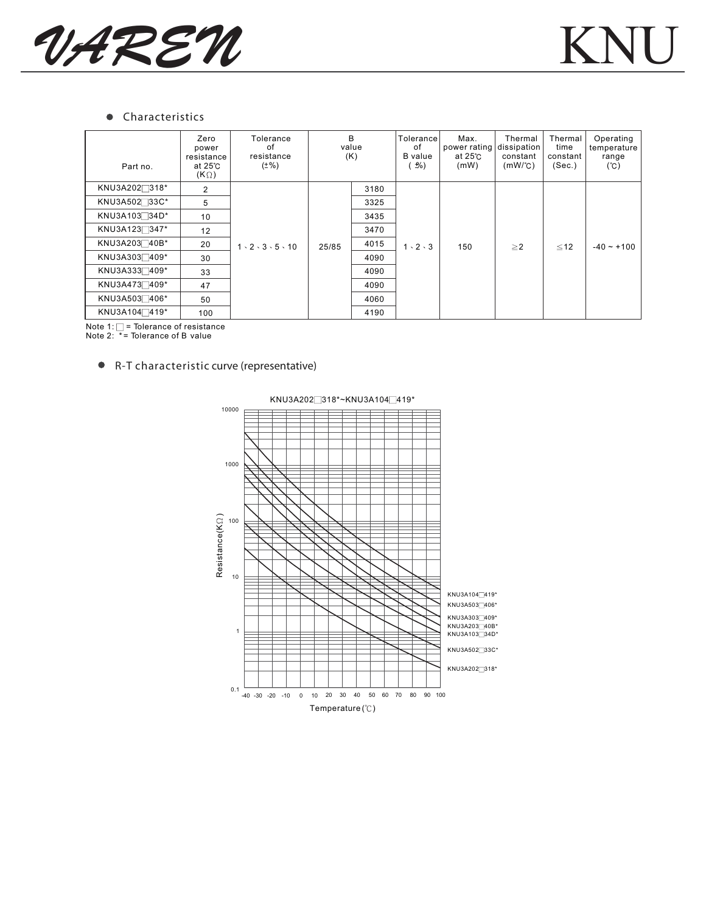## Characteristics

| Part no. | Zero power resistance at 25℃ (KΩ) | Tolerance of resistance (±%) | B value (K) | | Tolerance of B value (±%) | Max. power rating at 25℃ (mW) | Thermal dissipation constant (mW/℃) | Thermal time constant (Sec.) | Operating temperature range (℃) |
|---|---|---|---|---|---|---|---|---|---|
| KNU3A202□318* | 2 | 1、2、3、5、10 | 25/85 | 3180 | 1、2、3 | 150 | ≥2 | ≤12 | -40 ~ +100 |
| KNU3A502□33C* | 5 | | | 3325 | | | | | |
| KNU3A103□34D* | 10 | | | 3435 | | | | | |
| KNU3A123□347* | 12 | | | 3470 | | | | | |
| KNU3A203□40B* | 20 | | | 4015 | | | | | |
| KNU3A303□409* | 30 | | | 4090 | | | | | |
| KNU3A333□409* | 33 | | | 4090 | | | | | |
| KNU3A473□409* | 47 | | | 4090 | | | | | |
| KNU3A503□406* | 50 | | | 4060 | | | | | |
| KNU3A104□419* | 100 | | | 4190 | | | | | |

Note 1: □ = Tolerance of resistance
Note 2: * = Tolerance of B value

## R-T characteristic curve (representative)

KNU3A202□318*~KNU3A104□419*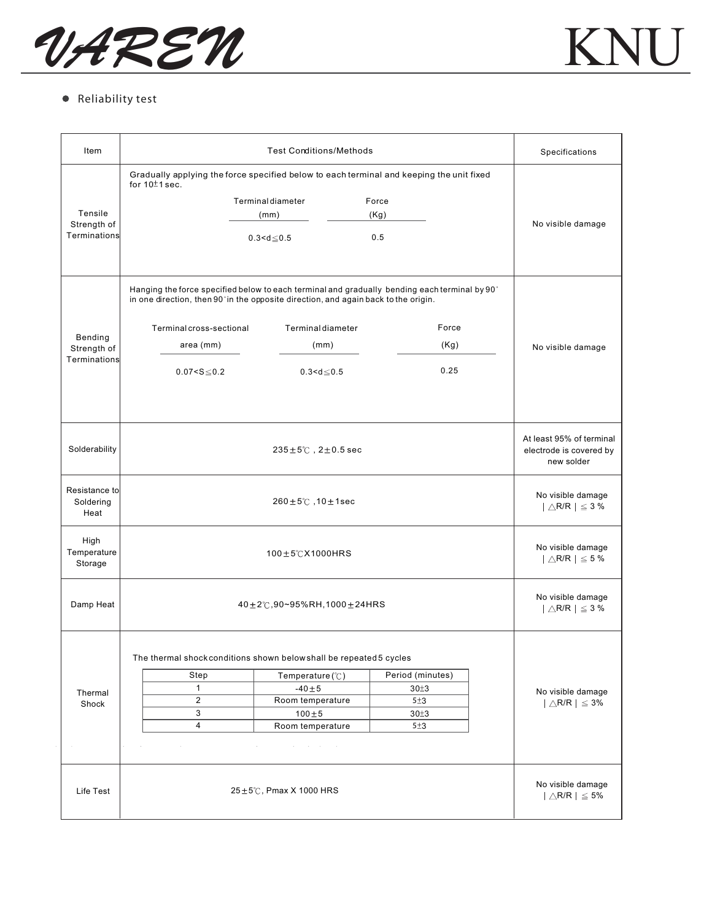- Reliability test

| Item | Test Conditions/Methods | Specifications |
|---|---|---|
| Tensile Strength of Terminations | Gradually applying the force specified below to each terminal and keeping the unit fixed for 10±1 sec.<br><br>Terminal diameter (mm): 0.3<d≦0.5 — Force (Kg): 0.5 | No visible damage |
| Bending Strength of Terminations | Hanging the force specified below to each terminal and gradually bending each terminal by 90° in one direction, then 90° in the opposite direction, and again back to the origin.<br><br>Terminal cross-sectional area (mm): 0.07<S≦0.2 — Terminal diameter (mm): 0.3<d≦0.5 — Force (Kg): 0.25 | No visible damage |
| Solderability | 235±5℃ , 2±0.5 sec | At least 95% of terminal electrode is covered by new solder |
| Resistance to Soldering Heat | 260±5℃ ,10±1sec | No visible damage<br>\|△R/R\| ≦ 3 % |
| High Temperature Storage | 100±5℃X1000HRS | No visible damage<br>\|△R/R\| ≦ 5 % |
| Damp Heat | 40±2℃,90~95%RH,1000±24HRS | No visible damage<br>\|△R/R\| ≦ 3 % |
| Thermal Shock | The thermal shock conditions shown below shall be repeated 5 cycles<br><br>Step 1: Temperature (℃) -40±5, Period (minutes) 30±3<br>Step 2: Room temperature, 5±3<br>Step 3: 100±5, 30±3<br>Step 4: Room temperature, 5±3 | No visible damage<br>\|△R/R\| ≦ 3% |
| Life Test | 25±5℃, Pmax X 1000 HRS | No visible damage<br>\|△R/R\| ≦ 5% |